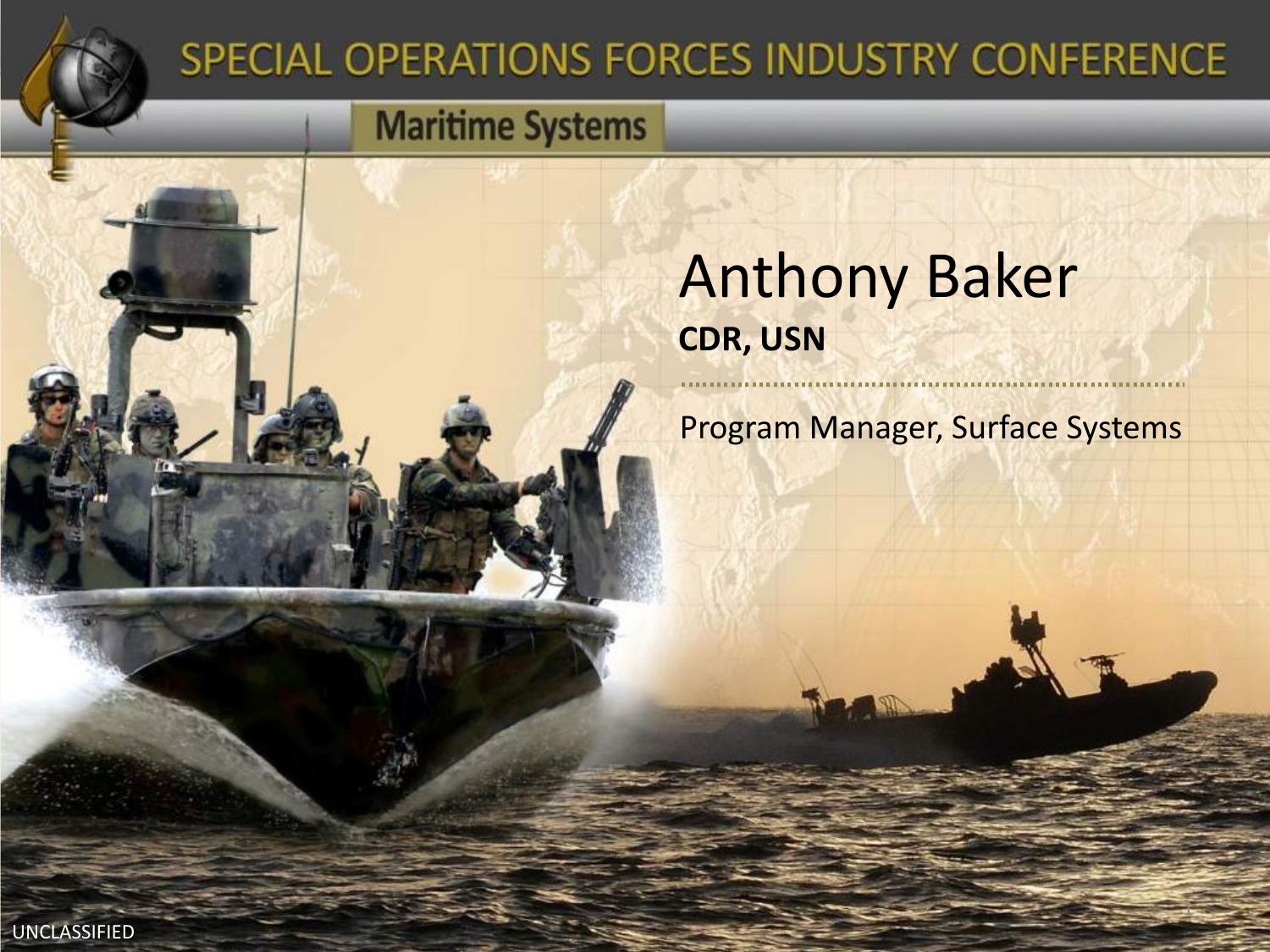# SPECIAL OPERATIONS FORCES INDUSTRY CONFERENCE

## Maritime Systems

# Anthony Baker

**CDR, USN**

Program Manager, Surface Systems

UNCLASSIFIED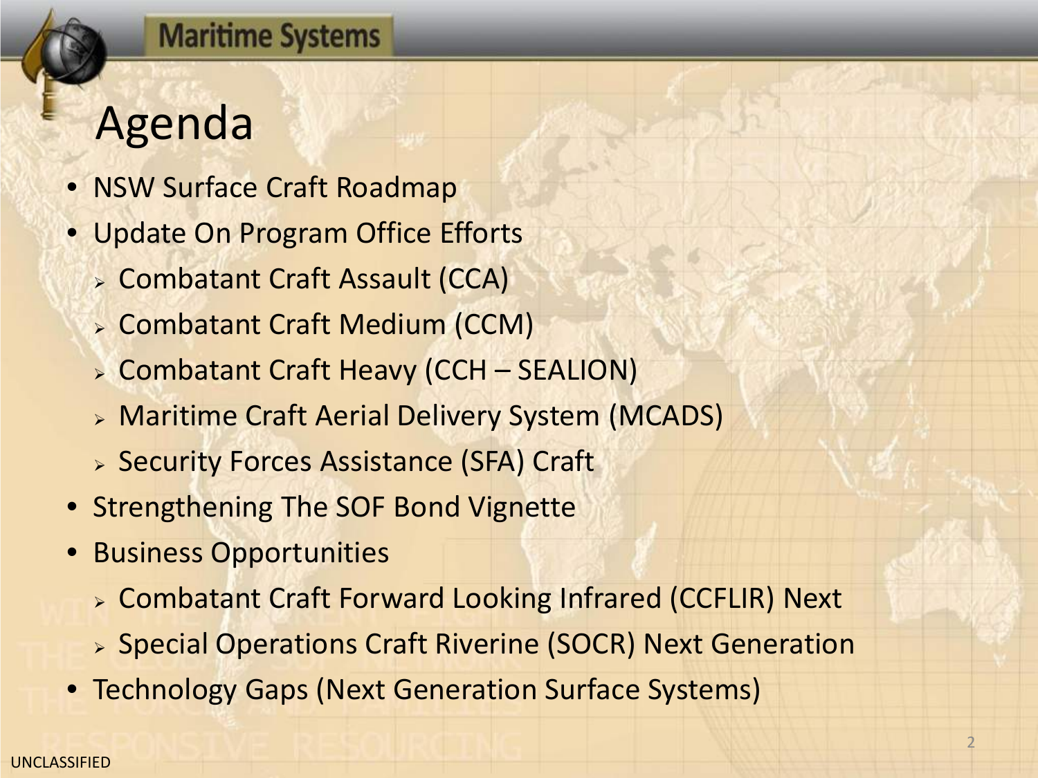# Agenda

- NSW Surface Craft Roadmap
- Update On Program Office Efforts
  - Combatant Craft Assault (CCA)
  - Combatant Craft Medium (CCM)
  - Combatant Craft Heavy (CCH – SEALION)
  - Maritime Craft Aerial Delivery System (MCADS)
  - Security Forces Assistance (SFA) Craft
- Strengthening The SOF Bond Vignette
- Business Opportunities
  - Combatant Craft Forward Looking Infrared (CCFLIR) Next
  - Special Operations Craft Riverine (SOCR) Next Generation
- Technology Gaps (Next Generation Surface Systems)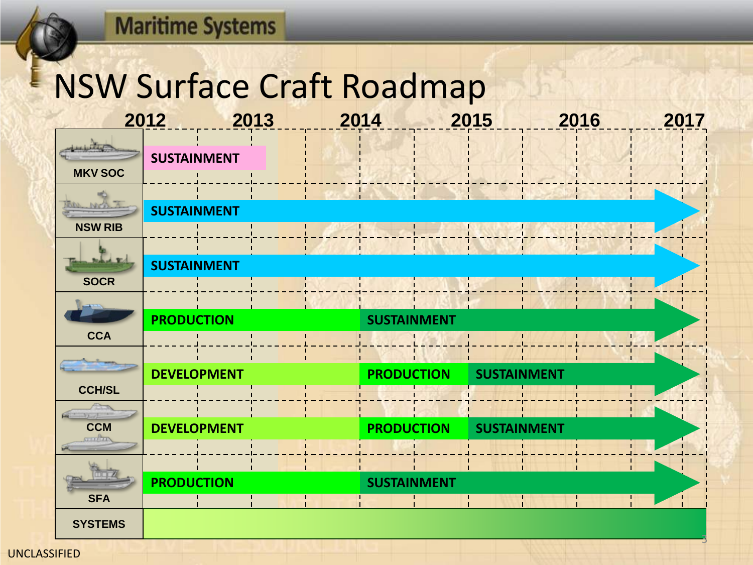Maritime Systems

# NSW Surface Craft Roadmap

| | 2012 | 2013 | 2014 | 2015 | 2016 | 2017 |
|---|---|---|---|---|---|---|
| MKV SOC | SUSTAINMENT | | | | | |
| NSW RIB | SUSTAINMENT → | | | | | |
| SOCR | SUSTAINMENT → | | | | | |
| CCA | PRODUCTION | | SUSTAINMENT → | | | |
| CCH/SL | DEVELOPMENT | | PRODUCTION | SUSTAINMENT → | | |
| CCM | DEVELOPMENT | | PRODUCTION | SUSTAINMENT → | | |
| SFA | PRODUCTION | | SUSTAINMENT → | | | |
| SYSTEMS | | | | | | |

UNCLASSIFIED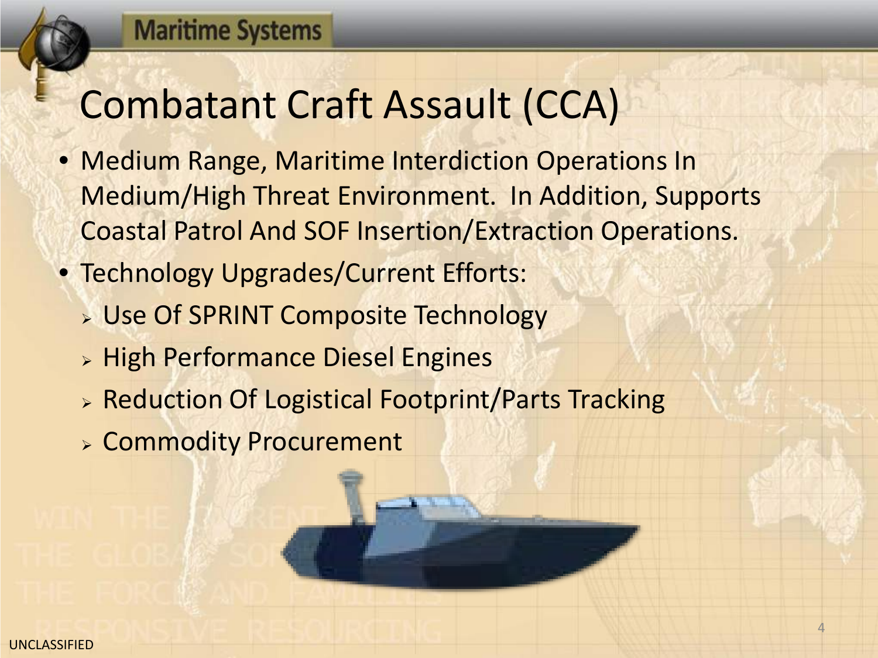# Combatant Craft Assault (CCA)

- Medium Range, Maritime Interdiction Operations In Medium/High Threat Environment. In Addition, Supports Coastal Patrol And SOF Insertion/Extraction Operations.
- Technology Upgrades/Current Efforts:
  - Use Of SPRINT Composite Technology
  - High Performance Diesel Engines
  - Reduction Of Logistical Footprint/Parts Tracking
  - Commodity Procurement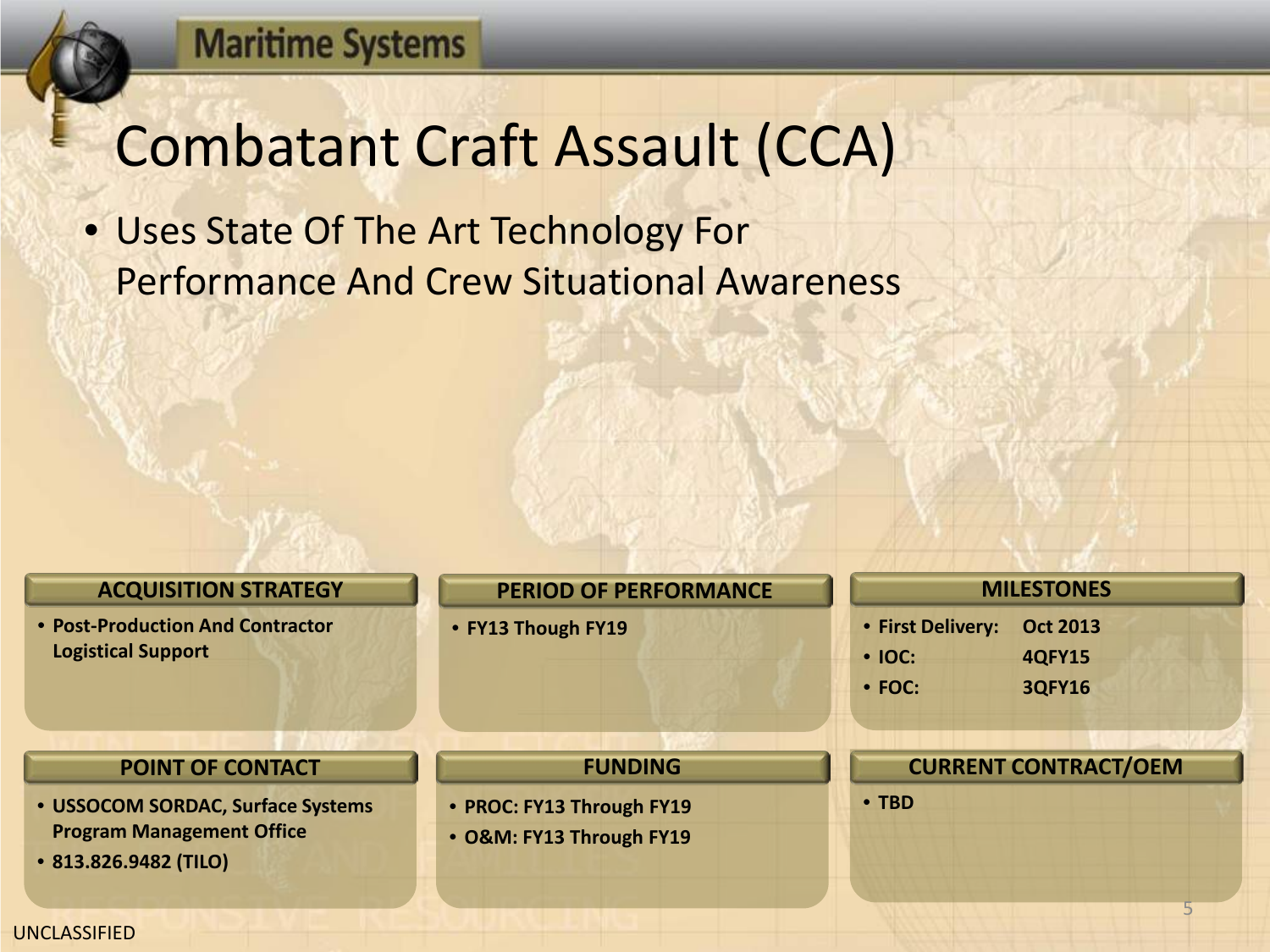# Combatant Craft Assault (CCA)

- Uses State Of The Art Technology For Performance And Crew Situational Awareness

### ACQUISITION STRATEGY

- **Post-Production And Contractor Logistical Support**

### PERIOD OF PERFORMANCE

- **FY13 Though FY19**

### MILESTONES

- **First Delivery: Oct 2013**
- **IOC: 4QFY15**
- **FOC: 3QFY16**

### POINT OF CONTACT

- **USSOCOM SORDAC, Surface Systems Program Management Office**
- **813.826.9482 (TILO)**

### FUNDING

- **PROC: FY13 Through FY19**
- **O&M: FY13 Through FY19**

### CURRENT CONTRACT/OEM

- **TBD**

UNCLASSIFIED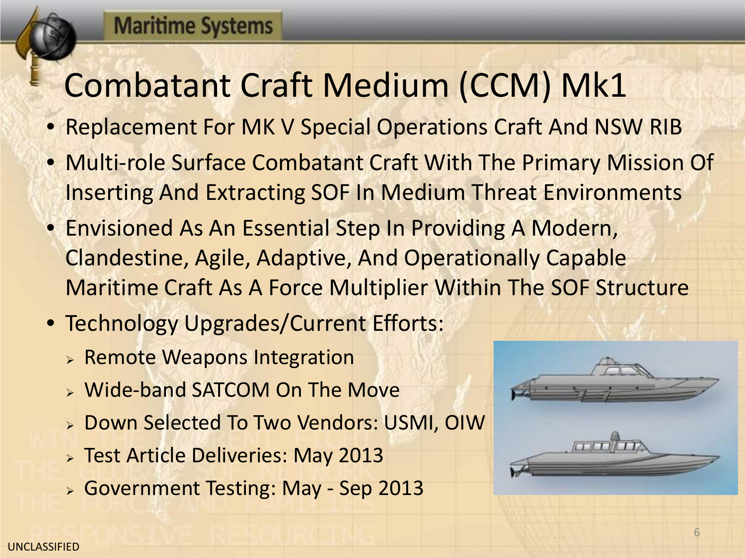# Combatant Craft Medium (CCM) Mk1

- Replacement For MK V Special Operations Craft And NSW RIB
- Multi-role Surface Combatant Craft With The Primary Mission Of Inserting And Extracting SOF In Medium Threat Environments
- Envisioned As An Essential Step In Providing A Modern, Clandestine, Agile, Adaptive, And Operationally Capable Maritime Craft As A Force Multiplier Within The SOF Structure
- Technology Upgrades/Current Efforts:
  - Remote Weapons Integration
  - Wide-band SATCOM On The Move
  - Down Selected To Two Vendors: USMI, OIW
  - Test Article Deliveries: May 2013
  - Government Testing: May - Sep 2013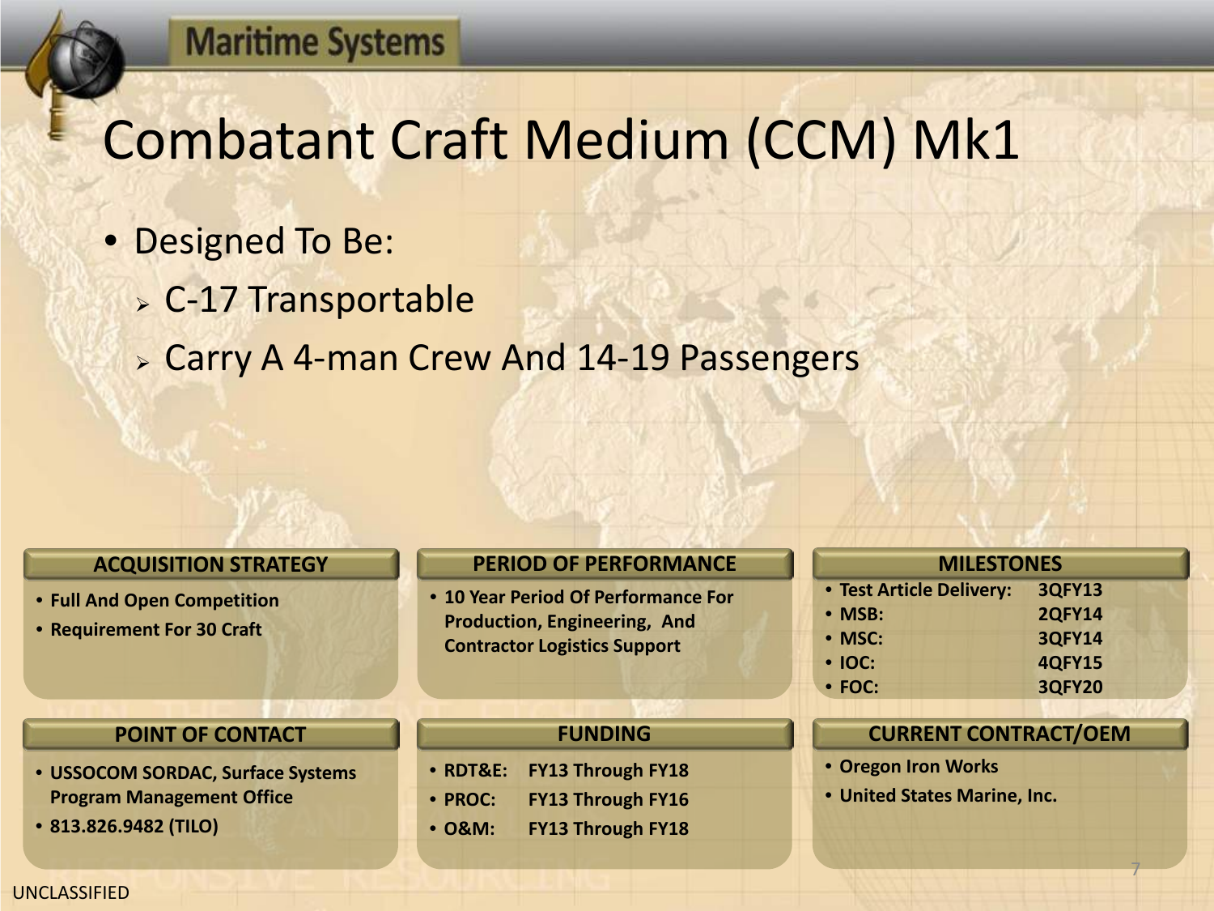# Combatant Craft Medium (CCM) Mk1

- Designed To Be:
  - C-17 Transportable
  - Carry A 4-man Crew And 14-19 Passengers

## ACQUISITION STRATEGY

- Full And Open Competition
- Requirement For 30 Craft

## PERIOD OF PERFORMANCE

- 10 Year Period Of Performance For Production, Engineering, And Contractor Logistics Support

## MILESTONES

- Test Article Delivery: 3QFY13
- MSB: 2QFY14
- MSC: 3QFY14
- IOC: 4QFY15
- FOC: 3QFY20

## POINT OF CONTACT

- USSOCOM SORDAC, Surface Systems Program Management Office
- 813.826.9482 (TILO)

## FUNDING

- RDT&E: FY13 Through FY18
- PROC: FY13 Through FY16
- O&M: FY13 Through FY18

## CURRENT CONTRACT/OEM

- Oregon Iron Works
- United States Marine, Inc.

UNCLASSIFIED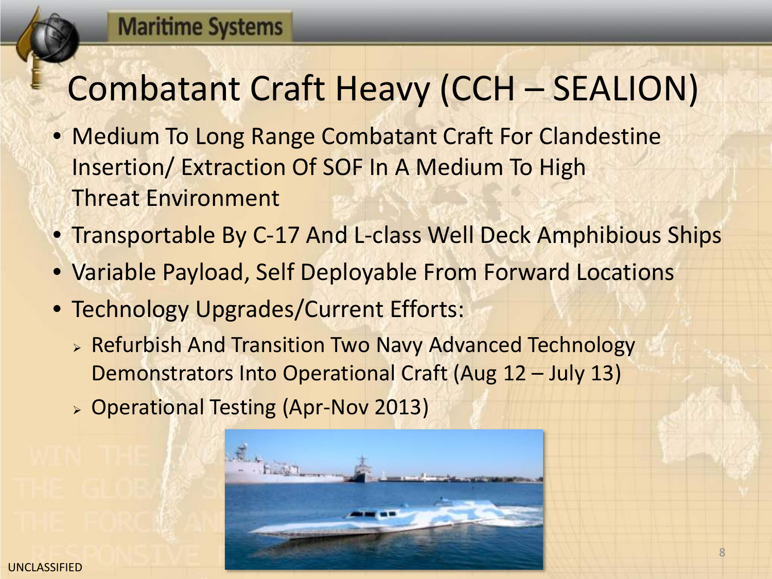# Combatant Craft Heavy (CCH – SEALION)

- Medium To Long Range Combatant Craft For Clandestine Insertion/ Extraction Of SOF In A Medium To High Threat Environment
- Transportable By C-17 And L-class Well Deck Amphibious Ships
- Variable Payload, Self Deployable From Forward Locations
- Technology Upgrades/Current Efforts:
  - Refurbish And Transition Two Navy Advanced Technology Demonstrators Into Operational Craft (Aug 12 – July 13)
  - Operational Testing (Apr-Nov 2013)

UNCLASSIFIED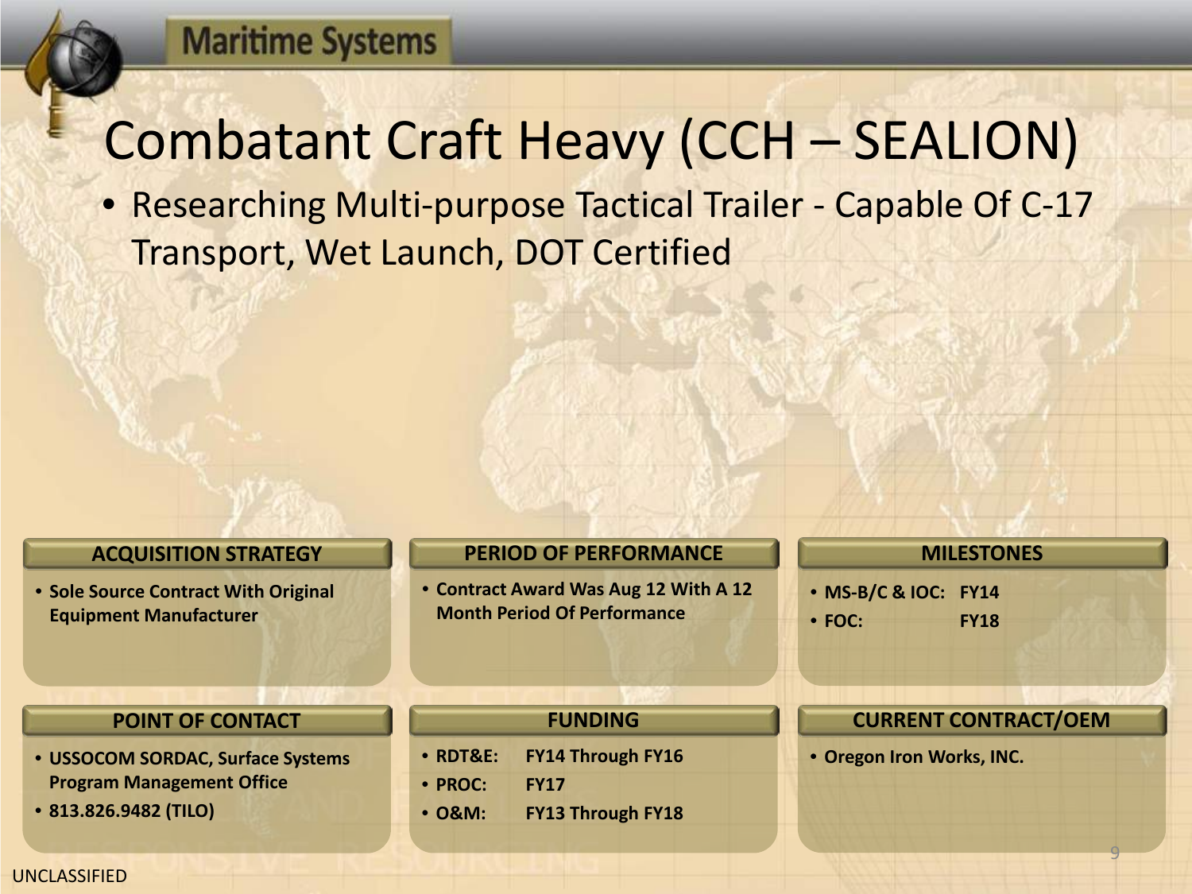# Combatant Craft Heavy (CCH – SEALION)

- Researching Multi-purpose Tactical Trailer - Capable Of C-17 Transport, Wet Launch, DOT Certified

### ACQUISITION STRATEGY

- **Sole Source Contract With Original Equipment Manufacturer**

### PERIOD OF PERFORMANCE

- **Contract Award Was Aug 12 With A 12 Month Period Of Performance**

### MILESTONES

- **MS-B/C & IOC: FY14**
- **FOC: FY18**

### POINT OF CONTACT

- **USSOCOM SORDAC, Surface Systems Program Management Office**
- **813.826.9482 (TILO)**

### FUNDING

- **RDT&E: FY14 Through FY16**
- **PROC: FY17**
- **O&M: FY13 Through FY18**

### CURRENT CONTRACT/OEM

- **Oregon Iron Works, INC.**

UNCLASSIFIED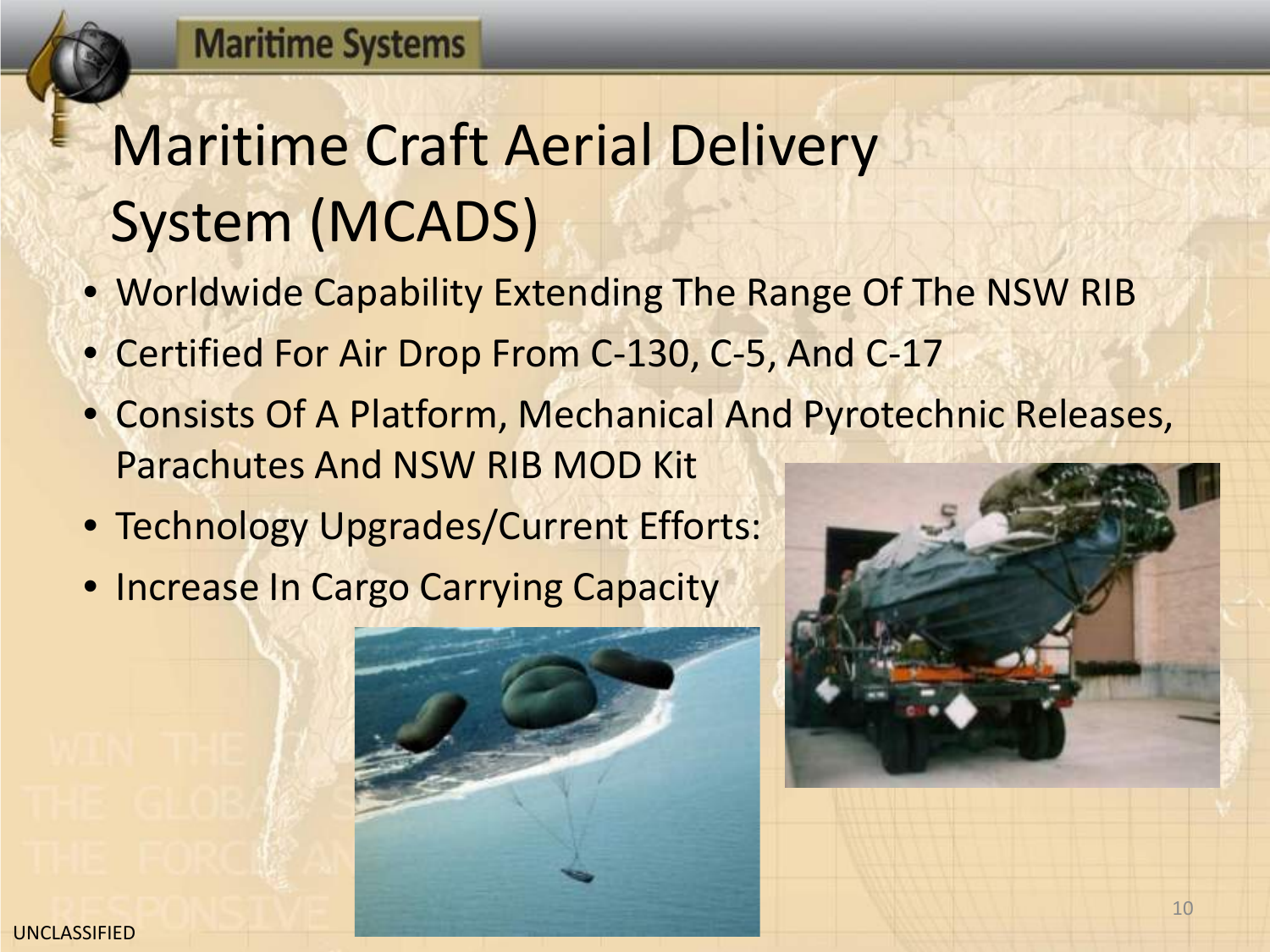# Maritime Craft Aerial Delivery System (MCADS)

- Worldwide Capability Extending The Range Of The NSW RIB
- Certified For Air Drop From C-130, C-5, And C-17
- Consists Of A Platform, Mechanical And Pyrotechnic Releases, Parachutes And NSW RIB MOD Kit
- Technology Upgrades/Current Efforts:
- Increase In Cargo Carrying Capacity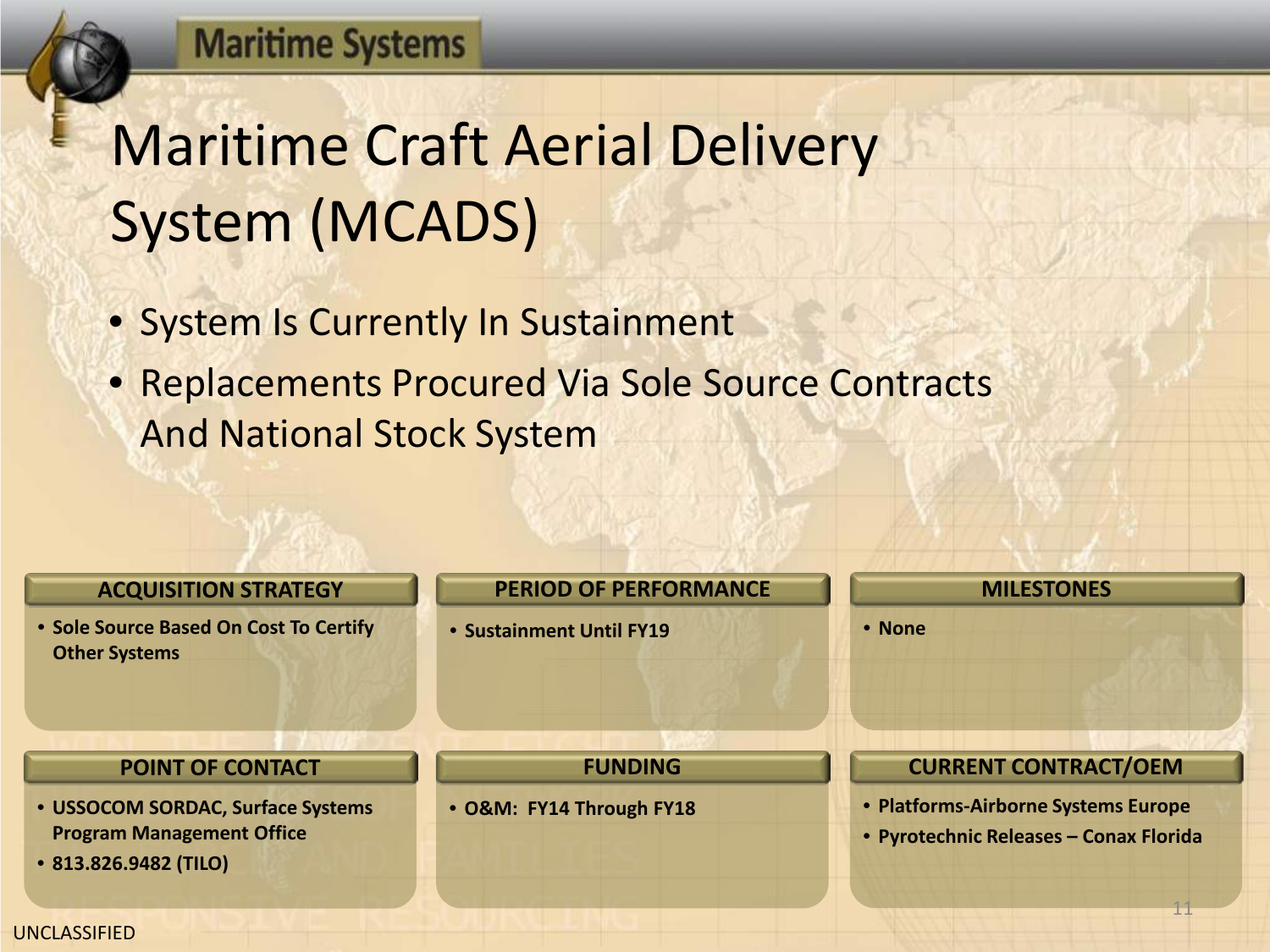# Maritime Craft Aerial Delivery System (MCADS)

- System Is Currently In Sustainment
- Replacements Procured Via Sole Source Contracts And National Stock System

### ACQUISITION STRATEGY

- Sole Source Based On Cost To Certify Other Systems

### PERIOD OF PERFORMANCE

- Sustainment Until FY19

### MILESTONES

- None

### POINT OF CONTACT

- USSOCOM SORDAC, Surface Systems Program Management Office
- 813.826.9482 (TILO)

### FUNDING

- O&M: FY14 Through FY18

### CURRENT CONTRACT/OEM

- Platforms-Airborne Systems Europe
- Pyrotechnic Releases – Conax Florida

UNCLASSIFIED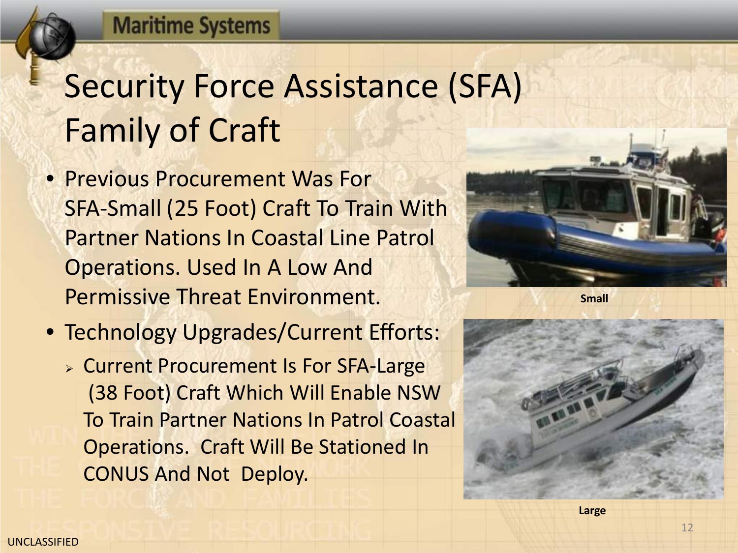# Security Force Assistance (SFA) Family of Craft

- Previous Procurement Was For SFA-Small (25 Foot) Craft To Train With Partner Nations In Coastal Line Patrol Operations. Used In A Low And Permissive Threat Environment.
- Technology Upgrades/Current Efforts:
  - Current Procurement Is For SFA-Large (38 Foot) Craft Which Will Enable NSW To Train Partner Nations In Patrol Coastal Operations. Craft Will Be Stationed In CONUS And Not Deploy.

Small

Large

UNCLASSIFIED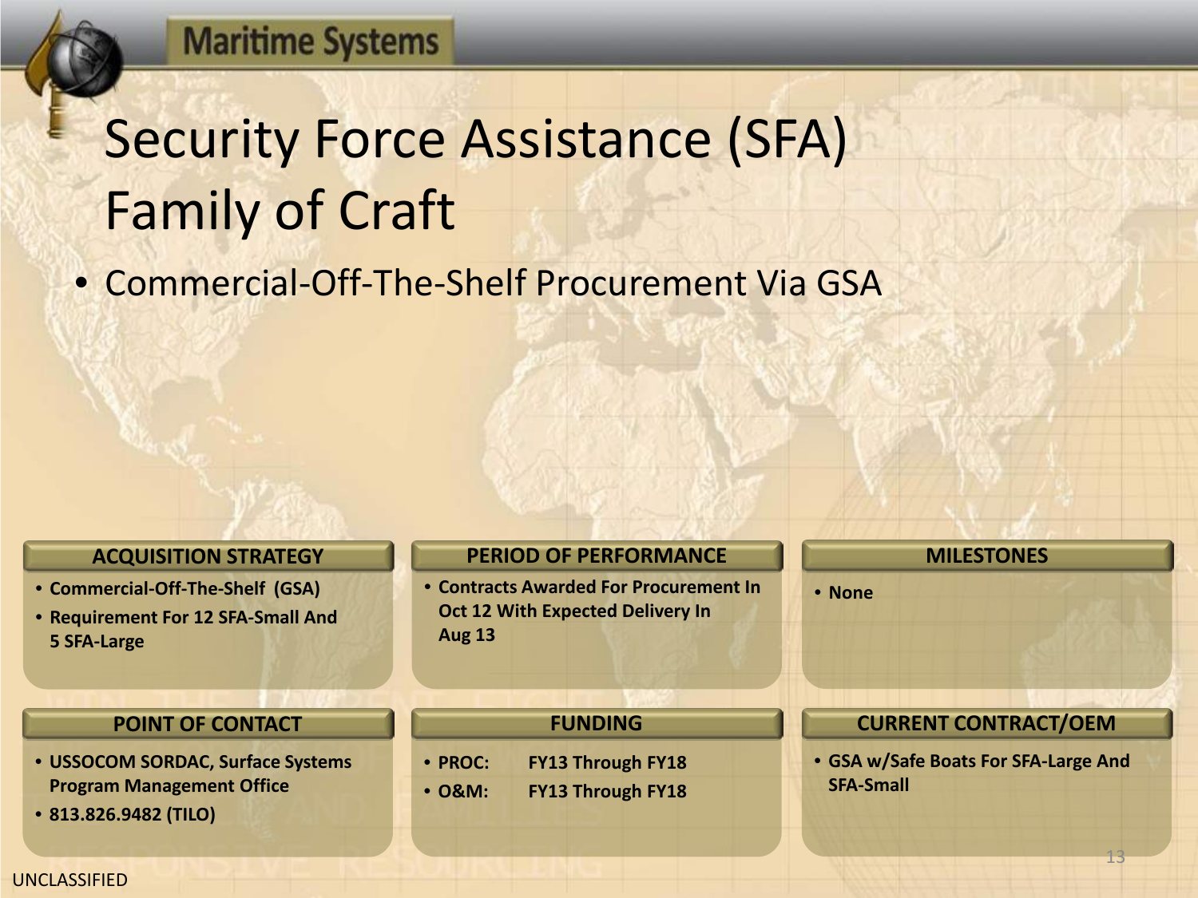# Security Force Assistance (SFA) Family of Craft

- Commercial-Off-The-Shelf Procurement Via GSA

## ACQUISITION STRATEGY

- **Commercial-Off-The-Shelf (GSA)**
- **Requirement For 12 SFA-Small And 5 SFA-Large**

## PERIOD OF PERFORMANCE

- **Contracts Awarded For Procurement In Oct 12 With Expected Delivery In Aug 13**

## MILESTONES

- **None**

## POINT OF CONTACT

- **USSOCOM SORDAC, Surface Systems Program Management Office**
- **813.826.9482 (TILO)**

## FUNDING

- **PROC: FY13 Through FY18**
- **O&M: FY13 Through FY18**

## CURRENT CONTRACT/OEM

- **GSA w/Safe Boats For SFA-Large And SFA-Small**

UNCLASSIFIED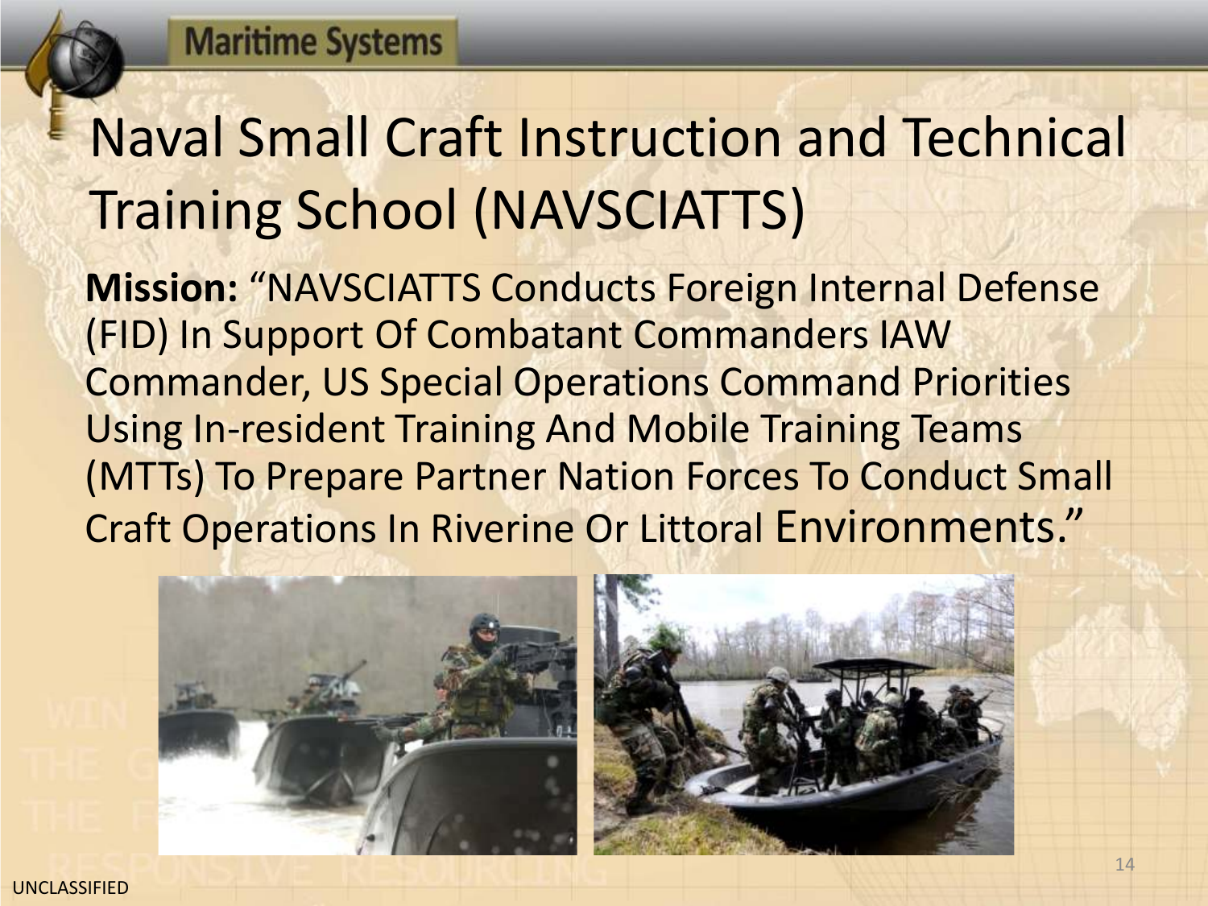# Naval Small Craft Instruction and Technical Training School (NAVSCIATTS)

**Mission:** "NAVSCIATTS Conducts Foreign Internal Defense (FID) In Support Of Combatant Commanders IAW Commander, US Special Operations Command Priorities Using In-resident Training And Mobile Training Teams (MTTs) To Prepare Partner Nation Forces To Conduct Small Craft Operations In Riverine Or Littoral Environments."

UNCLASSIFIED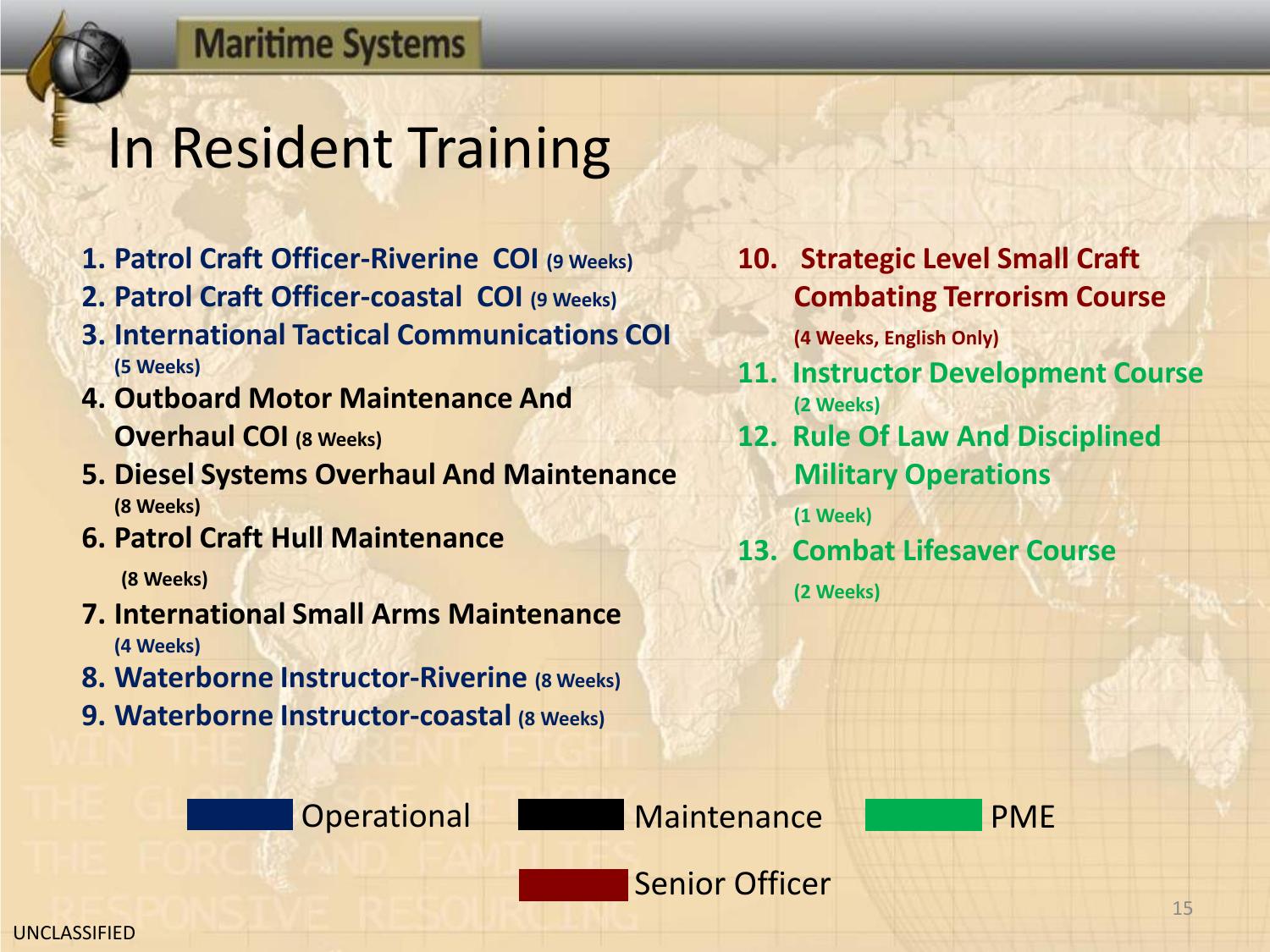Maritime Systems

# In Resident Training

1. **Patrol Craft Officer-Riverine COI** (9 Weeks)
2. **Patrol Craft Officer-coastal COI** (9 Weeks)
3. **International Tactical Communications COI** (5 Weeks)
4. **Outboard Motor Maintenance And Overhaul COI** (8 Weeks)
5. **Diesel Systems Overhaul And Maintenance** (8 Weeks)
6. **Patrol Craft Hull Maintenance** (8 Weeks)
7. **International Small Arms Maintenance** (4 Weeks)
8. **Waterborne Instructor-Riverine** (8 Weeks)
9. **Waterborne Instructor-coastal** (8 Weeks)
10. **Strategic Level Small Craft Combating Terrorism Course** (4 Weeks, English Only)
11. **Instructor Development Course** (2 Weeks)
12. **Rule Of Law And Disciplined Military Operations** (1 Week)
13. **Combat Lifesaver Course** (2 Weeks)

Legend: Operational | Maintenance | PME | Senior Officer

UNCLASSIFIED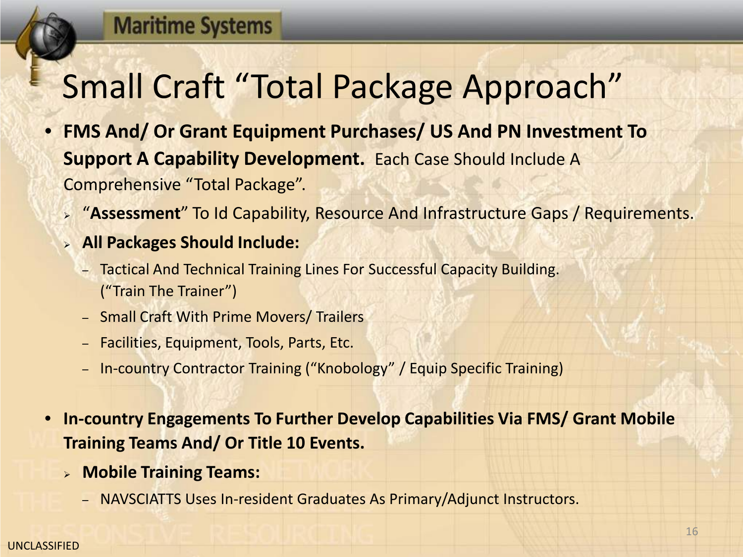# Small Craft "Total Package Approach"

- **FMS And/ Or Grant Equipment Purchases/ US And PN Investment To Support A Capability Development.** Each Case Should Include A Comprehensive "Total Package".
  - "**Assessment**" To Id Capability, Resource And Infrastructure Gaps / Requirements.
  - **All Packages Should Include:**
    - Tactical And Technical Training Lines For Successful Capacity Building. ("Train The Trainer")
    - Small Craft With Prime Movers/ Trailers
    - Facilities, Equipment, Tools, Parts, Etc.
    - In-country Contractor Training ("Knobology" / Equip Specific Training)

- **In-country Engagements To Further Develop Capabilities Via FMS/ Grant Mobile Training Teams And/ Or Title 10 Events.**
  - **Mobile Training Teams:**
    - NAVSCIATTS Uses In-resident Graduates As Primary/Adjunct Instructors.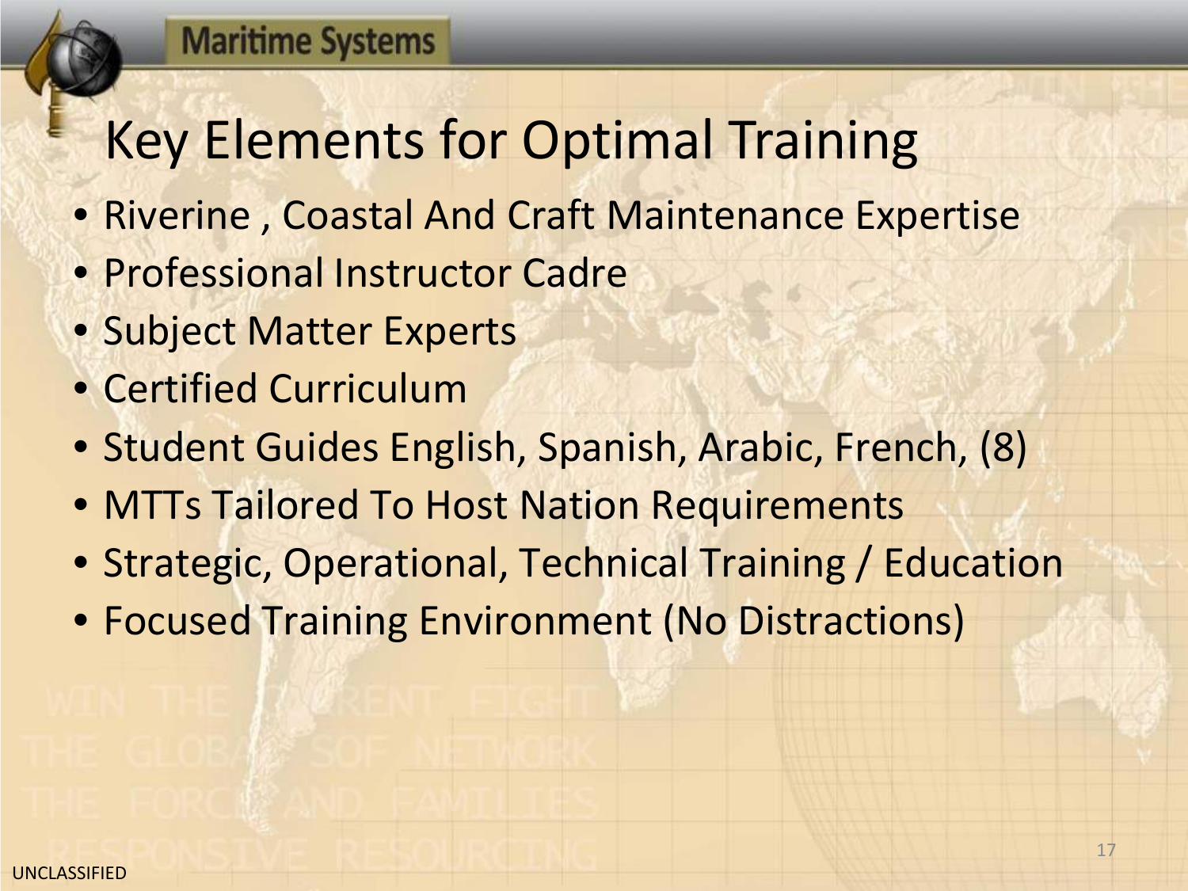# Key Elements for Optimal Training

- Riverine , Coastal And Craft Maintenance Expertise
- Professional Instructor Cadre
- Subject Matter Experts
- Certified Curriculum
- Student Guides English, Spanish, Arabic, French, (8)
- MTTs Tailored To Host Nation Requirements
- Strategic, Operational, Technical Training / Education
- Focused Training Environment (No Distractions)

UNCLASSIFIED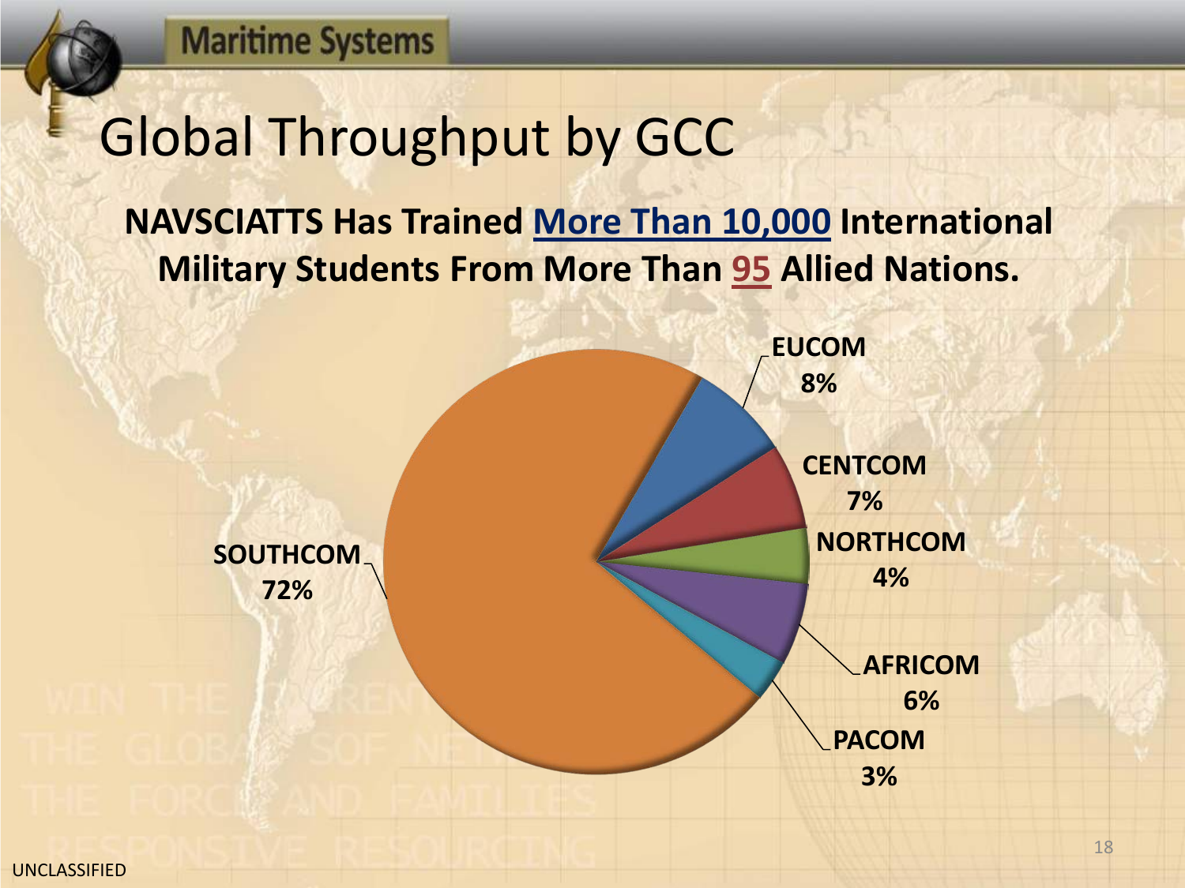# Global Throughput by GCC

**NAVSCIATTS Has Trained More Than 10,000 International Military Students From More Than 95 Allied Nations.**

| GCC | Percentage |
| --- | --- |
| SOUTHCOM | 72% |
| EUCOM | 8% |
| CENTCOM | 7% |
| AFRICOM | 6% |
| NORTHCOM | 4% |
| PACOM | 3% |

UNCLASSIFIED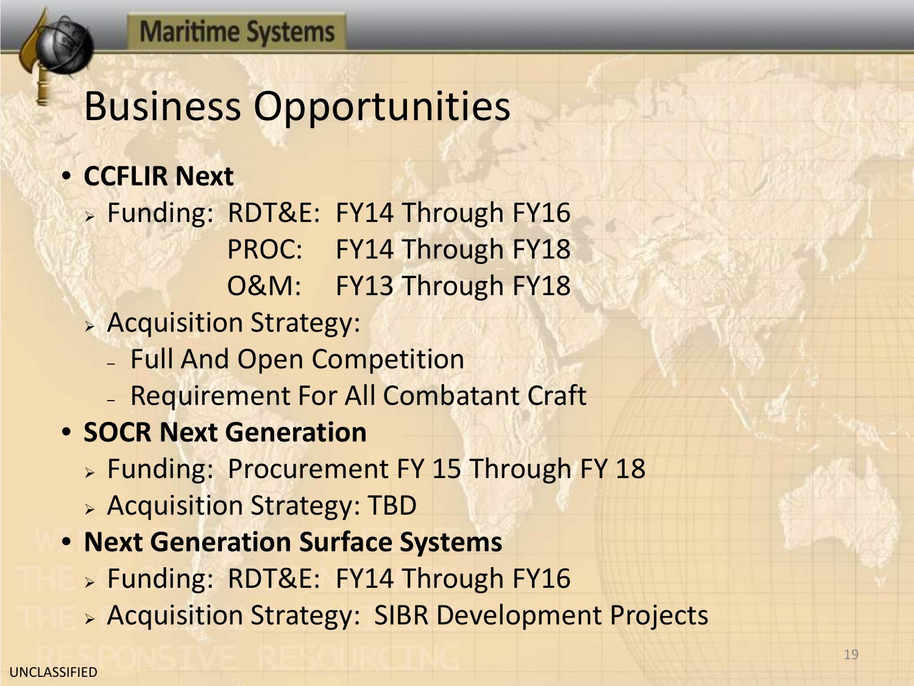# Business Opportunities

- **CCFLIR Next**
  - Funding: RDT&E: FY14 Through FY16
    PROC: FY14 Through FY18
    O&M: FY13 Through FY18
  - Acquisition Strategy:
    - Full And Open Competition
    - Requirement For All Combatant Craft
- **SOCR Next Generation**
  - Funding: Procurement FY 15 Through FY 18
  - Acquisition Strategy: TBD
- **Next Generation Surface Systems**
  - Funding: RDT&E: FY14 Through FY16
  - Acquisition Strategy: SIBR Development Projects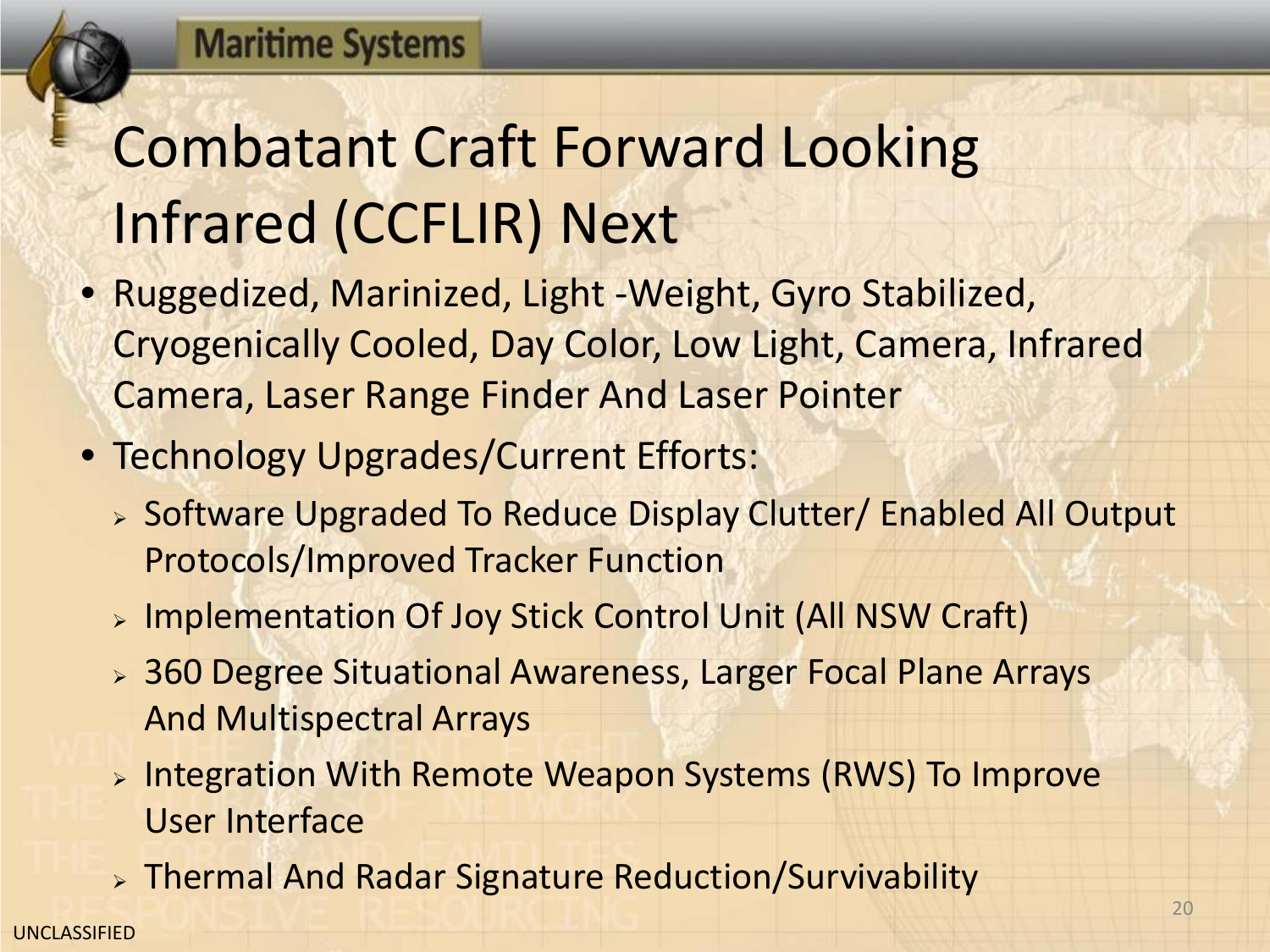# Combatant Craft Forward Looking Infrared (CCFLIR) Next

- Ruggedized, Marinized, Light -Weight, Gyro Stabilized, Cryogenically Cooled, Day Color, Low Light, Camera, Infrared Camera, Laser Range Finder And Laser Pointer
- Technology Upgrades/Current Efforts:
  - Software Upgraded To Reduce Display Clutter/ Enabled All Output Protocols/Improved Tracker Function
  - Implementation Of Joy Stick Control Unit (All NSW Craft)
  - 360 Degree Situational Awareness, Larger Focal Plane Arrays And Multispectral Arrays
  - Integration With Remote Weapon Systems (RWS) To Improve User Interface
  - Thermal And Radar Signature Reduction/Survivability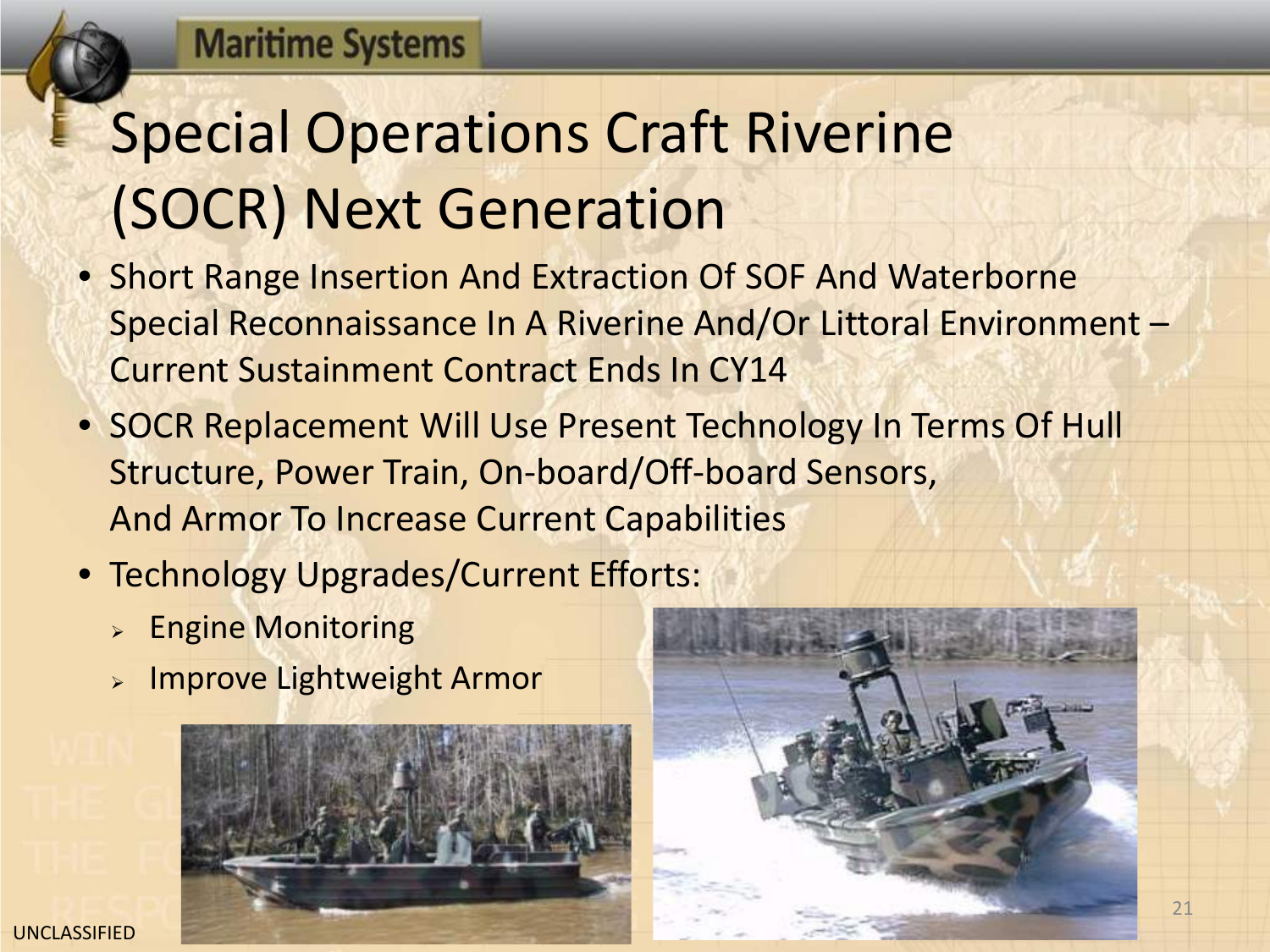# Special Operations Craft Riverine (SOCR) Next Generation

- Short Range Insertion And Extraction Of SOF And Waterborne Special Reconnaissance In A Riverine And/Or Littoral Environment – Current Sustainment Contract Ends In CY14
- SOCR Replacement Will Use Present Technology In Terms Of Hull Structure, Power Train, On-board/Off-board Sensors, And Armor To Increase Current Capabilities
- Technology Upgrades/Current Efforts:
  - Engine Monitoring
  - Improve Lightweight Armor

UNCLASSIFIED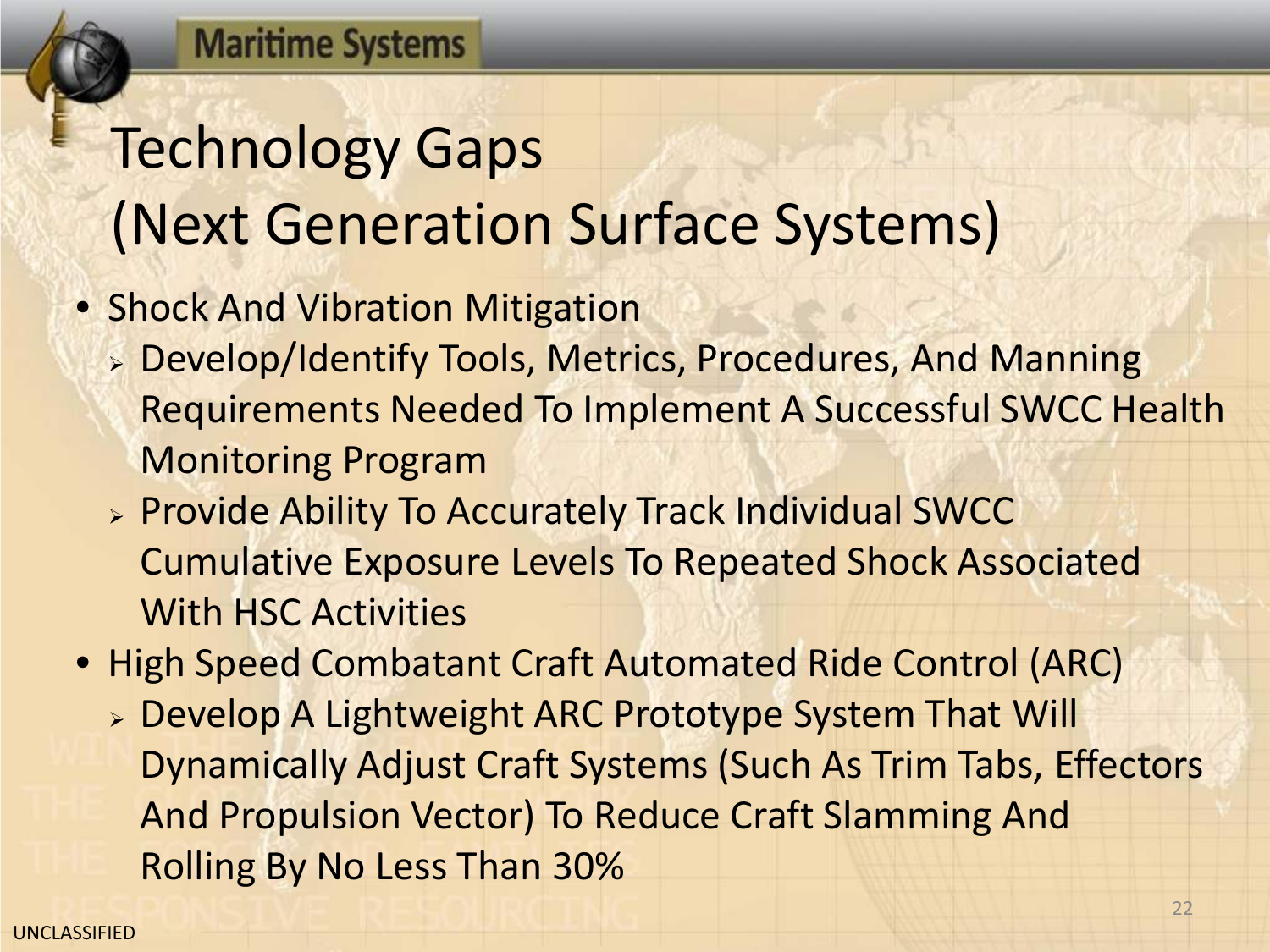# Technology Gaps (Next Generation Surface Systems)

- Shock And Vibration Mitigation
  - Develop/Identify Tools, Metrics, Procedures, And Manning Requirements Needed To Implement A Successful SWCC Health Monitoring Program
  - Provide Ability To Accurately Track Individual SWCC Cumulative Exposure Levels To Repeated Shock Associated With HSC Activities
- High Speed Combatant Craft Automated Ride Control (ARC)
  - Develop A Lightweight ARC Prototype System That Will Dynamically Adjust Craft Systems (Such As Trim Tabs, Effectors And Propulsion Vector) To Reduce Craft Slamming And Rolling By No Less Than 30%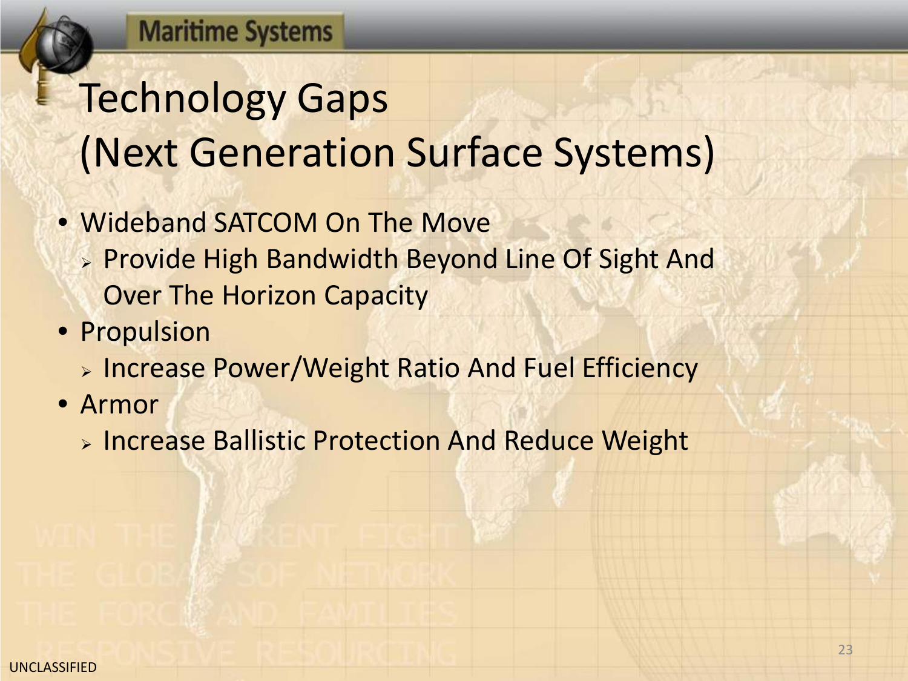Maritime Systems

# Technology Gaps (Next Generation Surface Systems)

- Wideband SATCOM On The Move
  - Provide High Bandwidth Beyond Line Of Sight And Over The Horizon Capacity
- Propulsion
  - Increase Power/Weight Ratio And Fuel Efficiency
- Armor
  - Increase Ballistic Protection And Reduce Weight

UNCLASSIFIED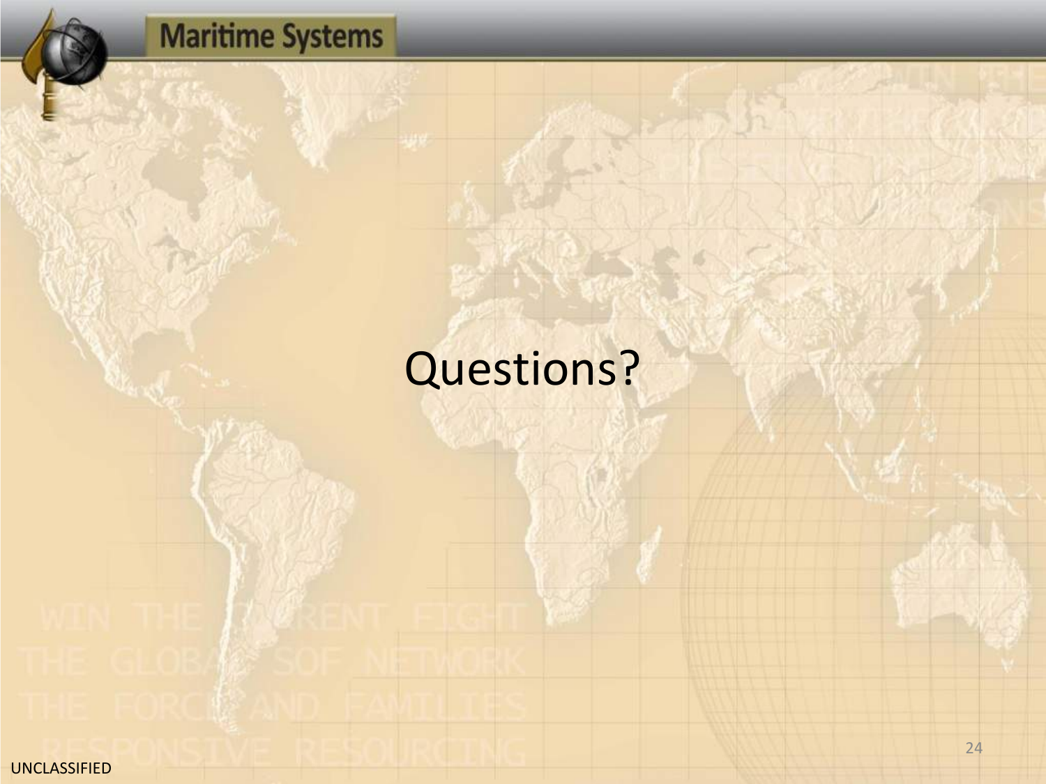Maritime Systems

Questions?

UNCLASSIFIED